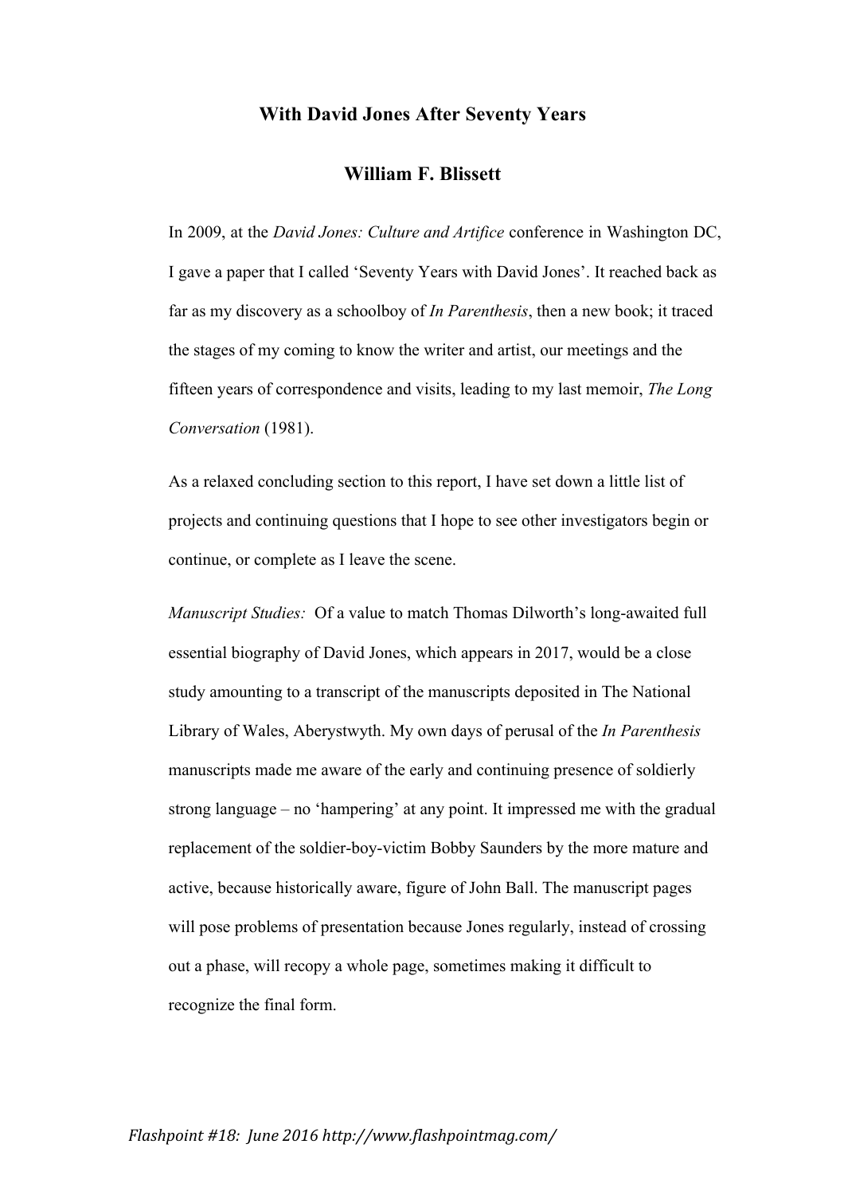# With David Jones After Seventy Years

## William F. Blissett

In 2009, at the *David Jones: Culture and Artifice* conference in Washington DC, I gave a paper that I called 'Seventy Years with David Jones'. It reached back as far as my discovery as a schoolboy of *In Parenthesis*, then a new book; it traced the stages of my coming to know the writer and artist, our meetings and the fifteen years of correspondence and visits, leading to my last memoir, *The Long Conversation* (1981).

As a relaxed concluding section to this report, I have set down a little list of projects and continuing questions that I hope to see other investigators begin or continue, or complete as I leave the scene.

*Manuscript Studies:* Of a value to match Thomas Dilworth's long-awaited full essential biography of David Jones, which appears in 2017, would be a close study amounting to a transcript of the manuscripts deposited in The National Library of Wales, Aberystwyth. My own days of perusal of the *In Parenthesis* manuscripts made me aware of the early and continuing presence of soldierly strong language – no 'hampering' at any point. It impressed me with the gradual replacement of the soldier-boy-victim Bobby Saunders by the more mature and active, because historically aware, figure of John Ball. The manuscript pages will pose problems of presentation because Jones regularly, instead of crossing out a phase, will recopy a whole page, sometimes making it difficult to recognize the final form.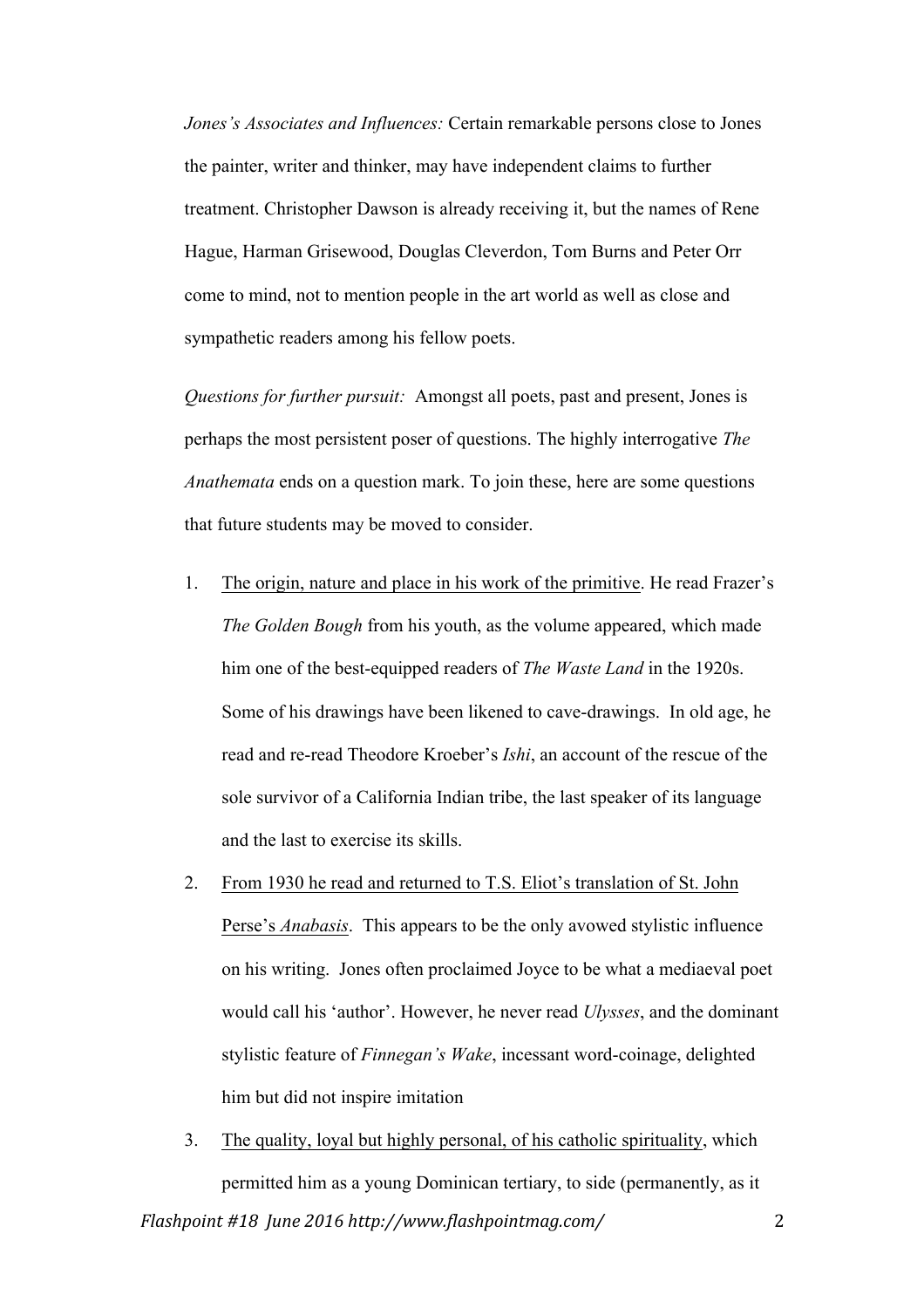*Jones's Associates and Influences:* Certain remarkable persons close to Jones the painter, writer and thinker, may have independent claims to further treatment. Christopher Dawson is already receiving it, but the names of Rene Hague, Harman Grisewood, Douglas Cleverdon, Tom Burns and Peter Orr come to mind, not to mention people in the art world as well as close and sympathetic readers among his fellow poets.

*Questions for further pursuit:* Amongst all poets, past and present, Jones is perhaps the most persistent poser of questions. The highly interrogative *The Anathemata* ends on a question mark. To join these, here are some questions that future students may be moved to consider.

1. <u>The origin, nature and place in his work of the primitive</u>. He read Frazer's *The Golden Bough* from his youth, as the volume appeared, which made him one of the best-equipped readers of *The Waste Land* in the 1920s. Some of his drawings have been likened to cave-drawings. In old age, he read and re-read Theodore Kroeber's *Ishi*, an account of the rescue of the sole survivor of a California Indian tribe, the last speaker of its language and the last to exercise its skills.
2. <u>From 1930 he read and returned to T.S. Eliot's translation of St. John Perse's *Anabasis*</u>. This appears to be the only avowed stylistic influence on his writing. Jones often proclaimed Joyce to be what a mediaeval poet would call his 'author'. However, he never read *Ulysses*, and the dominant stylistic feature of *Finnegan's Wake*, incessant word-coinage, delighted him but did not inspire imitation
3. <u>The quality, loyal but highly personal, of his catholic spirituality</u>, which permitted him as a young Dominican tertiary, to side (permanently, as it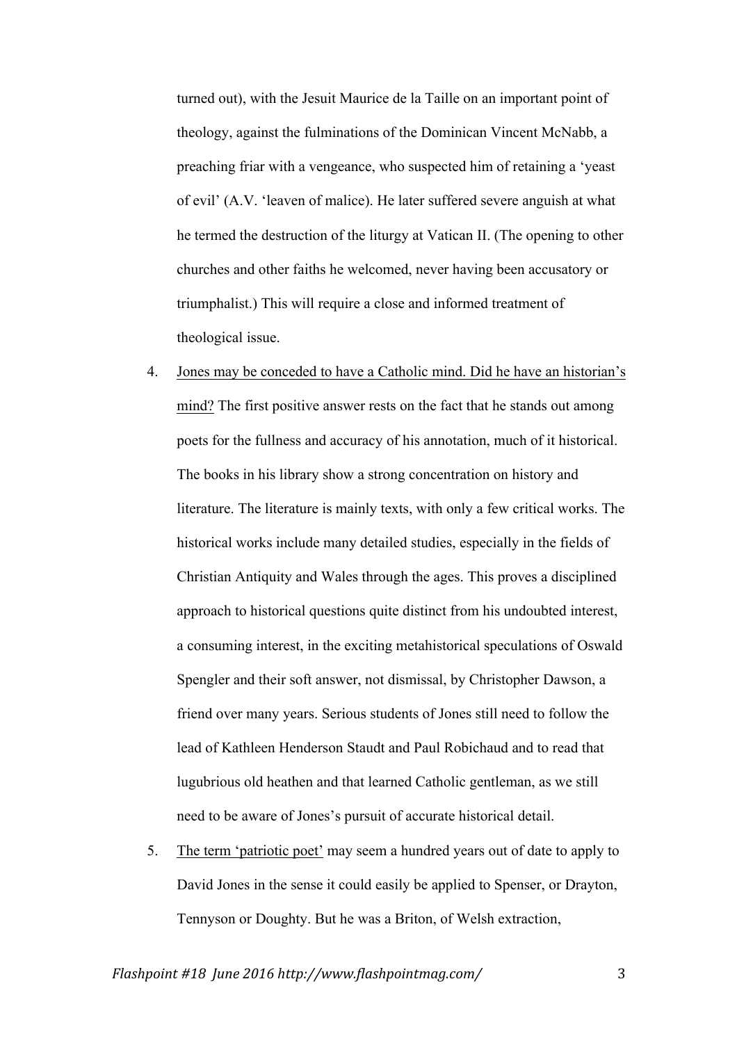turned out), with the Jesuit Maurice de la Taille on an important point of theology, against the fulminations of the Dominican Vincent McNabb, a preaching friar with a vengeance, who suspected him of retaining a 'yeast of evil' (A.V. 'leaven of malice). He later suffered severe anguish at what he termed the destruction of the liturgy at Vatican II. (The opening to other churches and other faiths he welcomed, never having been accusatory or triumphalist.) This will require a close and informed treatment of theological issue.

4. <u>Jones may be conceded to have a Catholic mind. Did he have an historian's mind?</u> The first positive answer rests on the fact that he stands out among poets for the fullness and accuracy of his annotation, much of it historical. The books in his library show a strong concentration on history and literature. The literature is mainly texts, with only a few critical works. The historical works include many detailed studies, especially in the fields of Christian Antiquity and Wales through the ages. This proves a disciplined approach to historical questions quite distinct from his undoubted interest, a consuming interest, in the exciting metahistorical speculations of Oswald Spengler and their soft answer, not dismissal, by Christopher Dawson, a friend over many years. Serious students of Jones still need to follow the lead of Kathleen Henderson Staudt and Paul Robichaud and to read that lugubrious old heathen and that learned Catholic gentleman, as we still need to be aware of Jones's pursuit of accurate historical detail.

5. <u>The term 'patriotic poet'</u> may seem a hundred years out of date to apply to David Jones in the sense it could easily be applied to Spenser, or Drayton, Tennyson or Doughty. But he was a Briton, of Welsh extraction,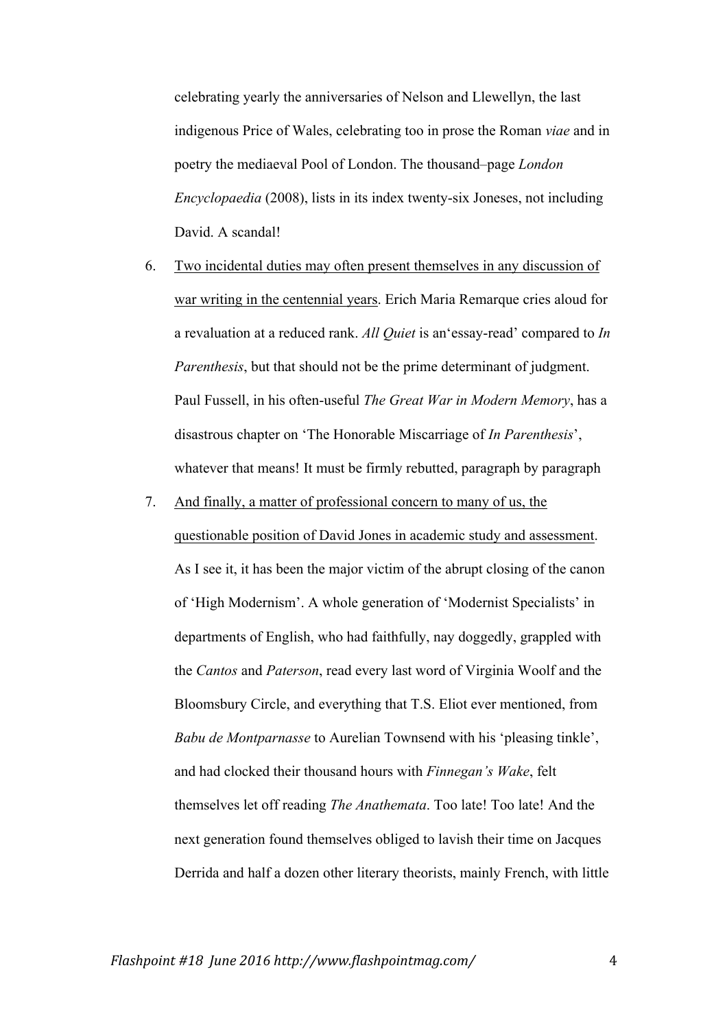celebrating yearly the anniversaries of Nelson and Llewellyn, the last indigenous Price of Wales, celebrating too in prose the Roman *viae* and in poetry the mediaeval Pool of London. The thousand–page *London Encyclopaedia* (2008), lists in its index twenty-six Joneses, not including David. A scandal!

6. <u>Two incidental duties may often present themselves in any discussion of war writing in the centennial years</u>. Erich Maria Remarque cries aloud for a revaluation at a reduced rank. *All Quiet* is an'essay-read' compared to *In Parenthesis*, but that should not be the prime determinant of judgment. Paul Fussell, in his often-useful *The Great War in Modern Memory*, has a disastrous chapter on 'The Honorable Miscarriage of *In Parenthesis*', whatever that means! It must be firmly rebutted, paragraph by paragraph
7. <u>And finally, a matter of professional concern to many of us, the questionable position of David Jones in academic study and assessment</u>. As I see it, it has been the major victim of the abrupt closing of the canon of 'High Modernism'. A whole generation of 'Modernist Specialists' in departments of English, who had faithfully, nay doggedly, grappled with the *Cantos* and *Paterson*, read every last word of Virginia Woolf and the Bloomsbury Circle, and everything that T.S. Eliot ever mentioned, from *Babu de Montparnasse* to Aurelian Townsend with his 'pleasing tinkle', and had clocked their thousand hours with *Finnegan's Wake*, felt themselves let off reading *The Anathemata*. Too late! Too late! And the next generation found themselves obliged to lavish their time on Jacques Derrida and half a dozen other literary theorists, mainly French, with little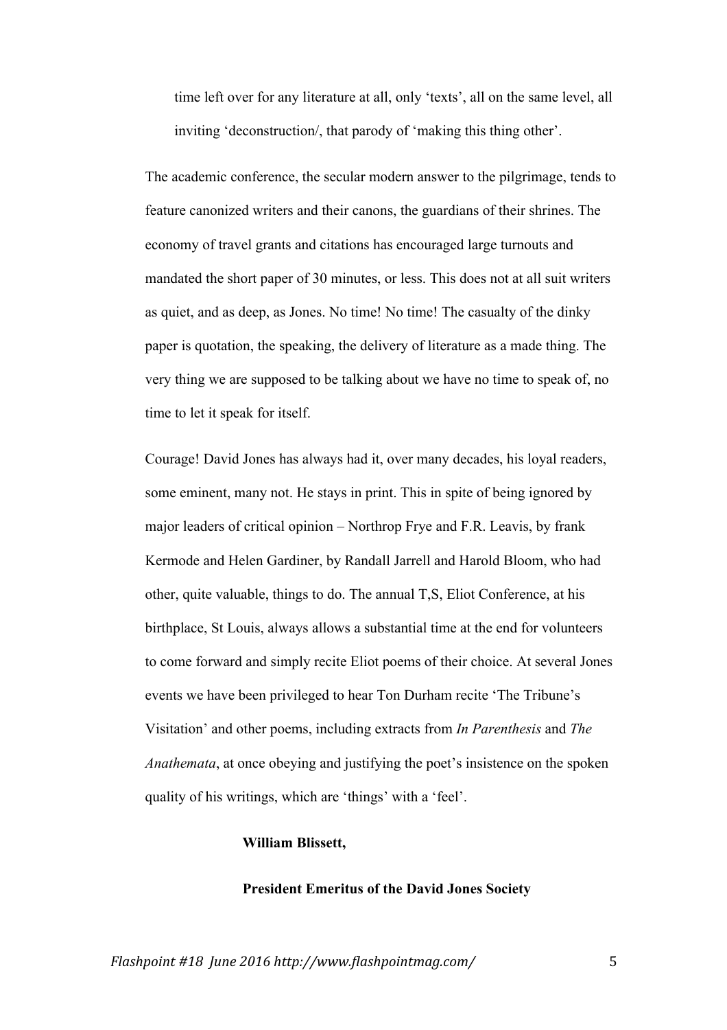time left over for any literature at all, only 'texts', all on the same level, all inviting 'deconstruction/, that parody of 'making this thing other'.

The academic conference, the secular modern answer to the pilgrimage, tends to feature canonized writers and their canons, the guardians of their shrines. The economy of travel grants and citations has encouraged large turnouts and mandated the short paper of 30 minutes, or less. This does not at all suit writers as quiet, and as deep, as Jones. No time! No time! The casualty of the dinky paper is quotation, the speaking, the delivery of literature as a made thing. The very thing we are supposed to be talking about we have no time to speak of, no time to let it speak for itself.

Courage! David Jones has always had it, over many decades, his loyal readers, some eminent, many not. He stays in print. This in spite of being ignored by major leaders of critical opinion – Northrop Frye and F.R. Leavis, by frank Kermode and Helen Gardiner, by Randall Jarrell and Harold Bloom, who had other, quite valuable, things to do. The annual T,S, Eliot Conference, at his birthplace, St Louis, always allows a substantial time at the end for volunteers to come forward and simply recite Eliot poems of their choice. At several Jones events we have been privileged to hear Ton Durham recite 'The Tribune's Visitation' and other poems, including extracts from *In Parenthesis* and *The Anathemata*, at once obeying and justifying the poet's insistence on the spoken quality of his writings, which are 'things' with a 'feel'.

**William Blissett,**

**President Emeritus of the David Jones Society**